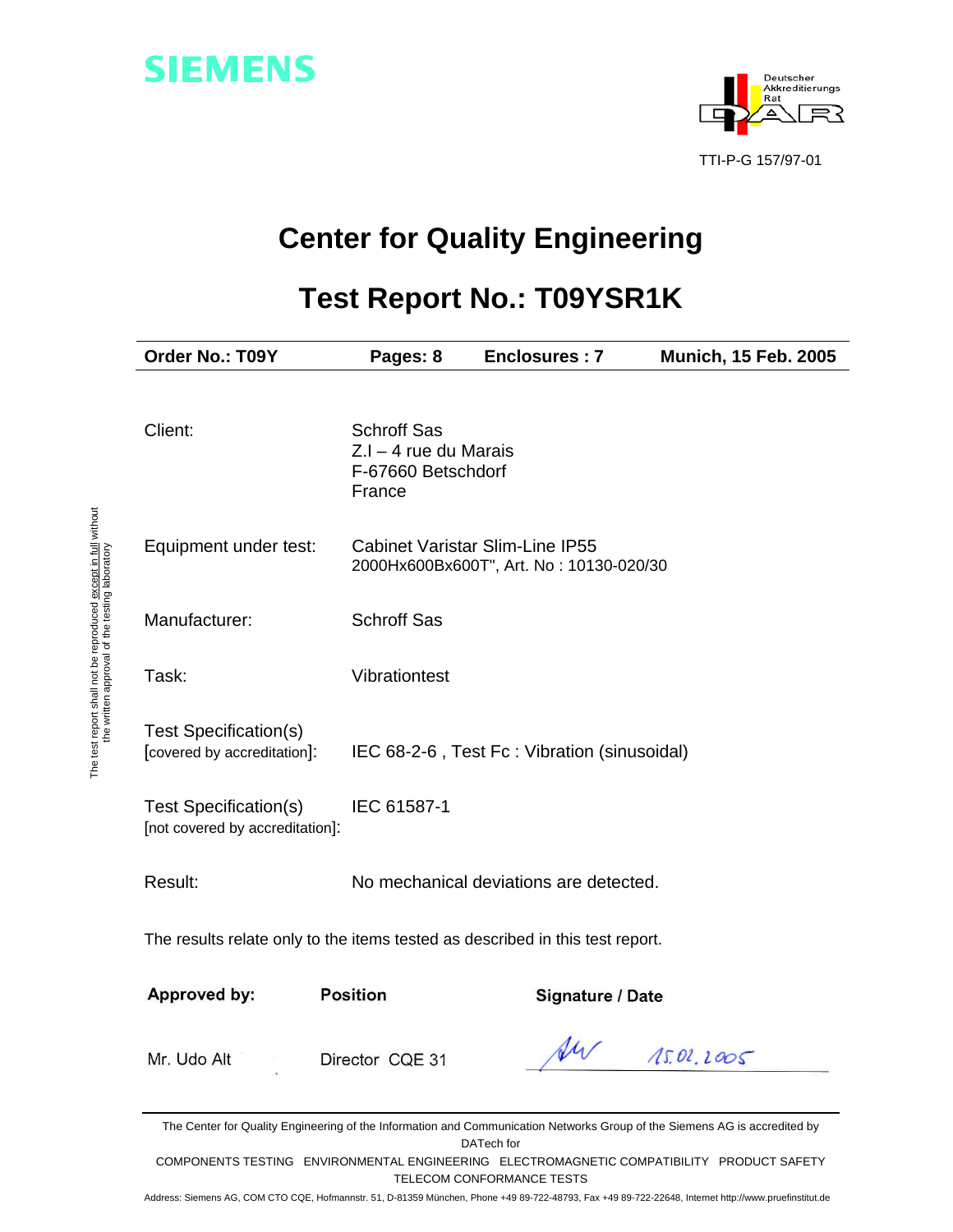SIEMENS

Deutscher Akkreditierungs Rat

DAR

TTI-P-G 157/97-01

# Center for Quality Engineering

# Test Report No.: T09YSR1K

| Order No.: T09Y | Pages: 8 | Enclosures : 7 | Munich, 15 Feb. 2005 |
|---|---|---|---|

| | |
|---|---|
| Client: | Schroff Sas<br>Z.I – 4 rue du Marais<br>F-67660 Betschdorf<br>France |
| Equipment under test: | Cabinet Varistar Slim-Line IP55<br>2000Hx600Bx600T", Art. No : 10130-020/30 |
| Manufacturer: | Schroff Sas |
| Task: | Vibrationtest |
| Test Specification(s)<br>[covered by accreditation]: | IEC 68-2-6 , Test Fc : Vibration (sinusoidal) |
| Test Specification(s)<br>[not covered by accreditation]: | IEC 61587-1 |
| Result: | No mechanical deviations are detected. |

The results relate only to the items tested as described in this test report.

| Approved by: | Position | Signature / Date |
|---|---|---|
| Mr. Udo Alt | Director CQE 31 | 15.02.2005 |

The test report shall not be reproduced except in full without the written approval of the testing laboratory

The Center for Quality Engineering of the Information and Communication Networks Group of the Siemens AG is accredited by DATech for

COMPONENTS TESTING ENVIRONMENTAL ENGINEERING ELECTROMAGNETIC COMPATIBILITY PRODUCT SAFETY TELECOM CONFORMANCE TESTS

Address: Siemens AG, COM CTO CQE, Hofmannstr. 51, D-81359 München, Phone +49 89-722-48793, Fax +49 89-722-22648, Internet http://www.pruefinstitut.de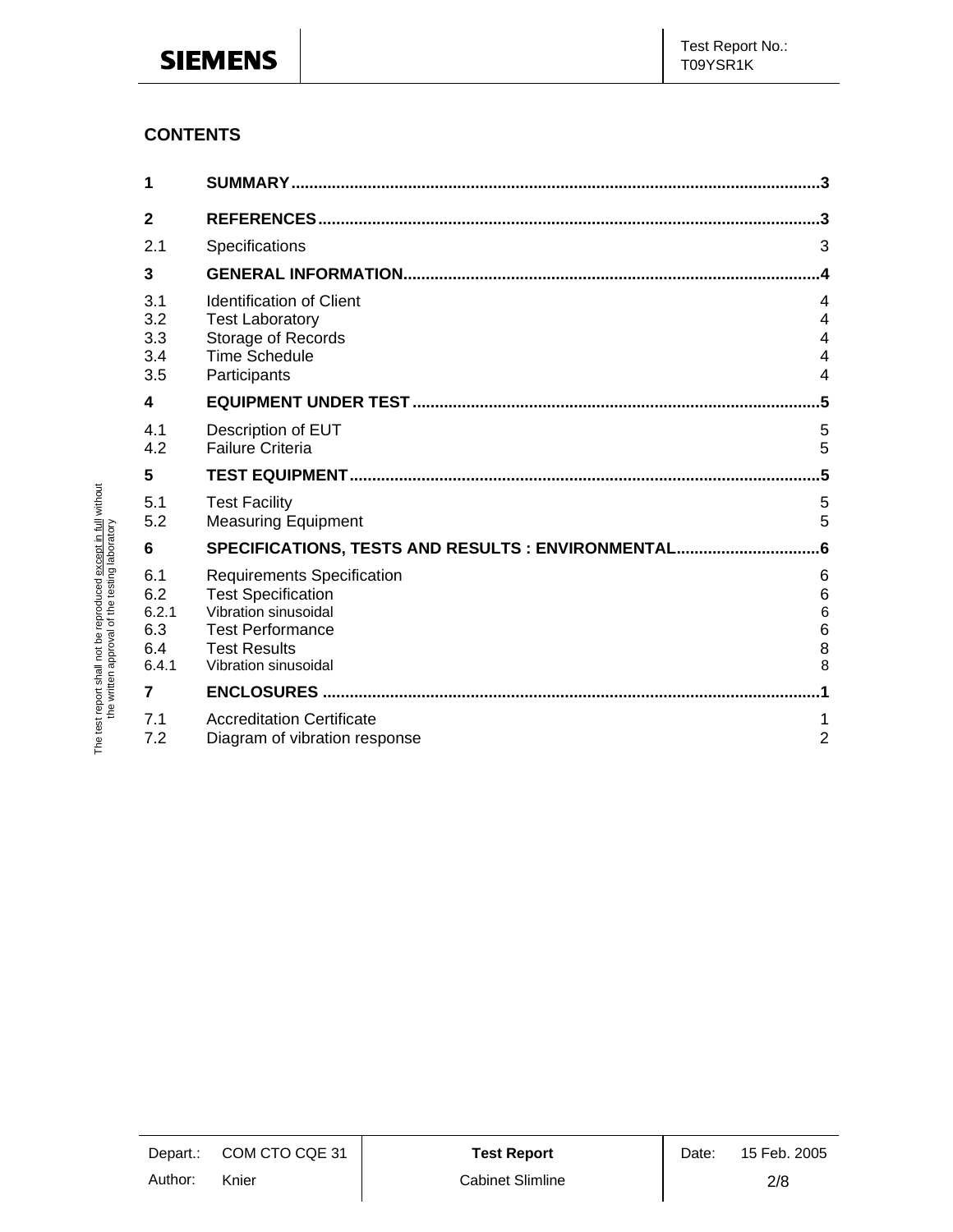## CONTENTS

| | | |
|---|---|---|
| **1** | **SUMMARY** | **3** |
| **2** | **REFERENCES** | **3** |
| 2.1 | Specifications | 3 |
| **3** | **GENERAL INFORMATION** | **4** |
| 3.1 | Identification of Client | 4 |
| 3.2 | Test Laboratory | 4 |
| 3.3 | Storage of Records | 4 |
| 3.4 | Time Schedule | 4 |
| 3.5 | Participants | 4 |
| **4** | **EQUIPMENT UNDER TEST** | **5** |
| 4.1 | Description of EUT | 5 |
| 4.2 | Failure Criteria | 5 |
| **5** | **TEST EQUIPMENT** | **5** |
| 5.1 | Test Facility | 5 |
| 5.2 | Measuring Equipment | 5 |
| **6** | **SPECIFICATIONS, TESTS AND RESULTS : ENVIRONMENTAL** | **6** |
| 6.1 | Requirements Specification | 6 |
| 6.2 | Test Specification | 6 |
| 6.2.1 | Vibration sinusoidal | 6 |
| 6.3 | Test Performance | 6 |
| 6.4 | Test Results | 8 |
| 6.4.1 | Vibration sinusoidal | 8 |
| **7** | **ENCLOSURES** | **1** |
| 7.1 | Accreditation Certificate | 1 |
| 7.2 | Diagram of vibration response | 2 |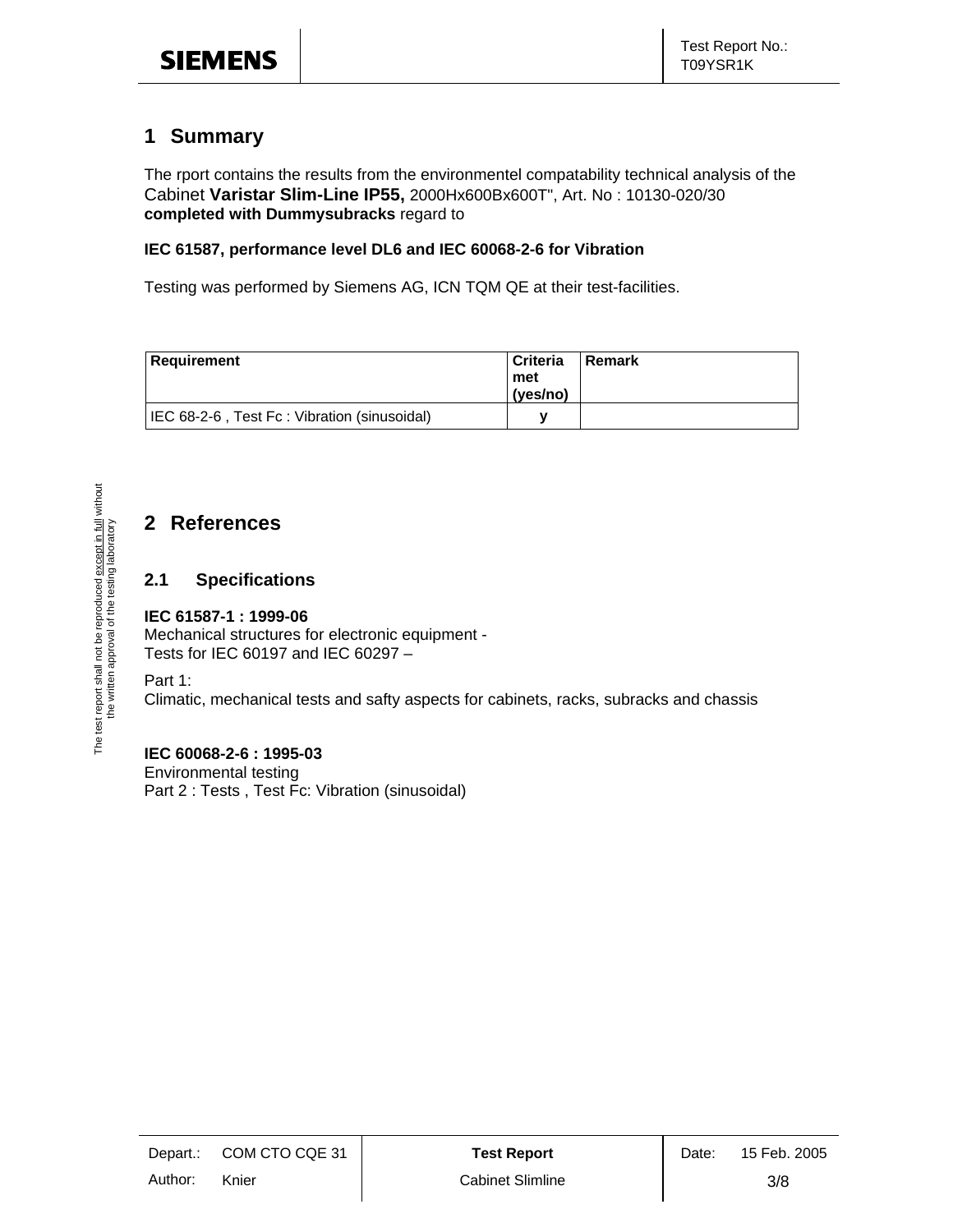# 1 Summary

The rport contains the results from the environmentel compatability technical analysis of the Cabinet **Varistar Slim-Line IP55,** 2000Hx600Bx600T", Art. No : 10130-020/30 **completed with Dummysubracks** regard to

**IEC 61587, performance level DL6 and IEC 60068-2-6 for Vibration**

Testing was performed by Siemens AG, ICN TQM QE at their test-facilities.

| Requirement | Criteria met (yes/no) | Remark |
|---|---|---|
| IEC 68-2-6 , Test Fc : Vibration (sinusoidal) | y | |

The test report shall not be reproduced except in full without the written approval of the testing laboratory

# 2 References

## 2.1 Specifications

**IEC 61587-1 : 1999-06**
Mechanical structures for electronic equipment -
Tests for IEC 60197 and IEC 60297 –

Part 1:
Climatic, mechanical tests and safty aspects for cabinets, racks, subracks and chassis

**IEC 60068-2-6 : 1995-03**
Environmental testing
Part 2 : Tests , Test Fc: Vibration (sinusoidal)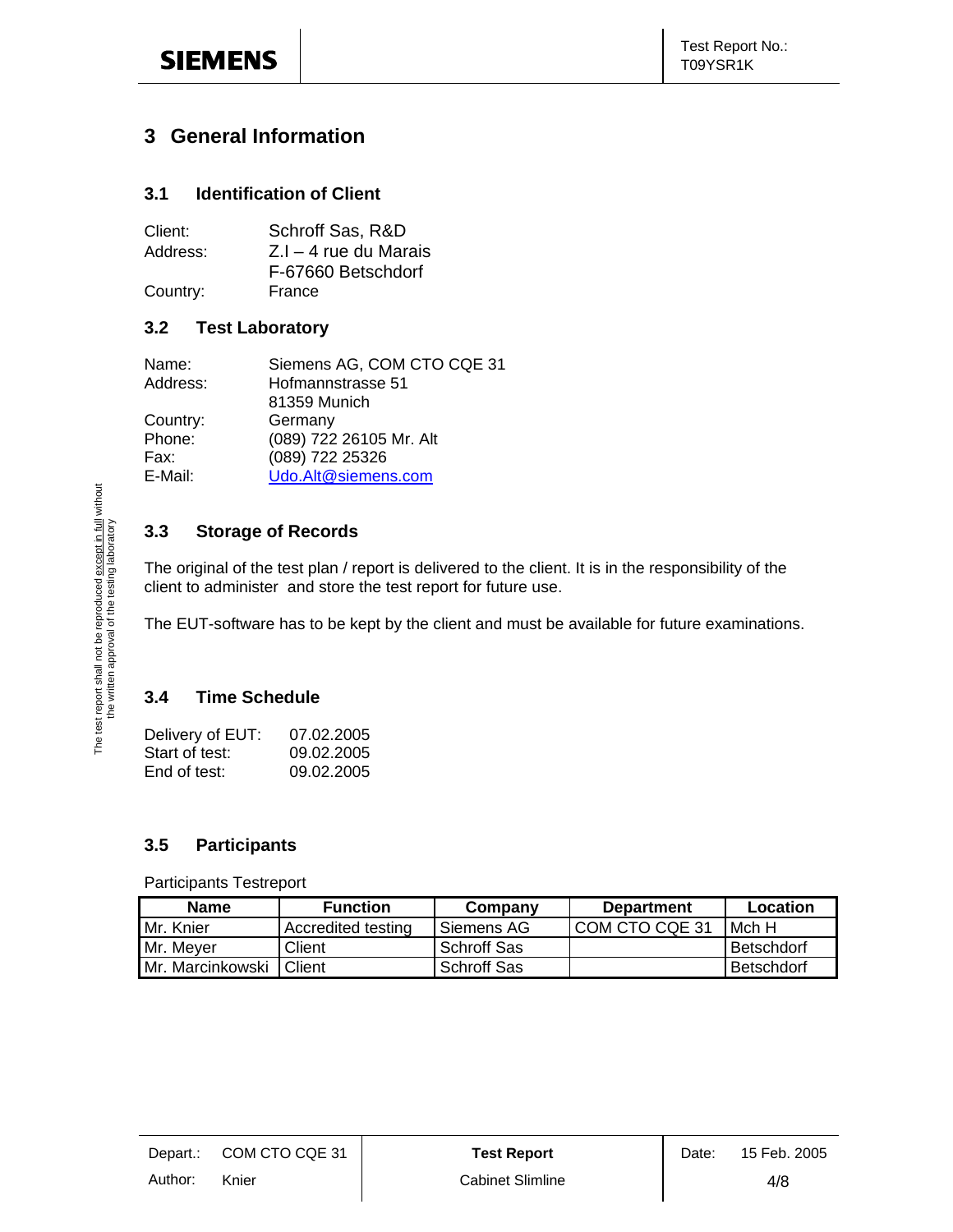# 3 General Information

## 3.1 Identification of Client

Client: Schroff Sas, R&D
Address: Z.I – 4 rue du Marais
F-67660 Betschdorf
Country: France

## 3.2 Test Laboratory

Name: Siemens AG, COM CTO CQE 31
Address: Hofmannstrasse 51
81359 Munich
Country: Germany
Phone: (089) 722 26105 Mr. Alt
Fax: (089) 722 25326
E-Mail: Udo.Alt@siemens.com

The test report shall not be reproduced except in full without the written approval of the testing laboratory

## 3.3 Storage of Records

The original of the test plan / report is delivered to the client. It is in the responsibility of the client to administer and store the test report for future use.

The EUT-software has to be kept by the client and must be available for future examinations.

## 3.4 Time Schedule

Delivery of EUT: 07.02.2005
Start of test: 09.02.2005
End of test: 09.02.2005

## 3.5 Participants

Participants Testreport

| Name | Function | Company | Department | Location |
|---|---|---|---|---|
| Mr. Knier | Accredited testing | Siemens AG | COM CTO CQE 31 | Mch H |
| Mr. Meyer | Client | Schroff Sas | | Betschdorf |
| Mr. Marcinkowski | Client | Schroff Sas | | Betschdorf |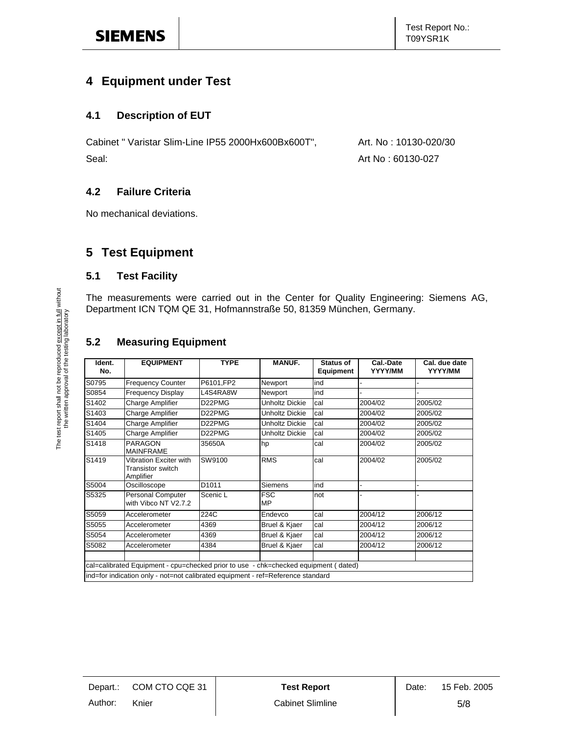# 4 Equipment under Test

## 4.1 Description of EUT

Cabinet " Varistar Slim-Line IP55 2000Hx600Bx600T", Art. No : 10130-020/30

Seal: Art No : 60130-027

## 4.2 Failure Criteria

No mechanical deviations.

# 5 Test Equipment

## 5.1 Test Facility

The measurements were carried out in the Center for Quality Engineering: Siemens AG, Department ICN TQM QE 31, Hofmannstraße 50, 81359 München, Germany.

## 5.2 Measuring Equipment

| Ident. No. | EQUIPMENT | TYPE | MANUF. | Status of Equipment | Cal.-Date YYYY/MM | Cal. due date YYYY/MM |
|---|---|---|---|---|---|---|
| S0795 | Frequency Counter | P6101,FP2 | Newport | ind | - | - |
| S0854 | Frequency Display | L4S4RA8W | Newport | ind | - | - |
| S1402 | Charge Amplifier | D22PMG | Unholtz Dickie | cal | 2004/02 | 2005/02 |
| S1403 | Charge Amplifier | D22PMG | Unholtz Dickie | cal | 2004/02 | 2005/02 |
| S1404 | Charge Amplifier | D22PMG | Unholtz Dickie | cal | 2004/02 | 2005/02 |
| S1405 | Charge Amplifier | D22PMG | Unholtz Dickie | cal | 2004/02 | 2005/02 |
| S1418 | PARAGON MAINFRAME | 35650A | hp | cal | 2004/02 | 2005/02 |
| S1419 | Vibration Exciter with Transistor switch Amplifier | SW9100 | RMS | cal | 2004/02 | 2005/02 |
| S5004 | Oscilloscope | D1011 | Siemens | ind | - | - |
| S5325 | Personal Computer with Vibco NT V2.7.2 | Scenic L | FSC MP | not | - | - |
| S5059 | Accelerometer | 224C | Endevco | cal | 2004/12 | 2006/12 |
| S5055 | Accelerometer | 4369 | Bruel & Kjaer | cal | 2004/12 | 2006/12 |
| S5054 | Accelerometer | 4369 | Bruel & Kjaer | cal | 2004/12 | 2006/12 |
| S5082 | Accelerometer | 4384 | Bruel & Kjaer | cal | 2004/12 | 2006/12 |
| | | | | | | |

cal=calibrated Equipment - cpu=checked prior to use - chk=checked equipment ( dated)

ind=for indication only - not=not calibrated equipment - ref=Reference standard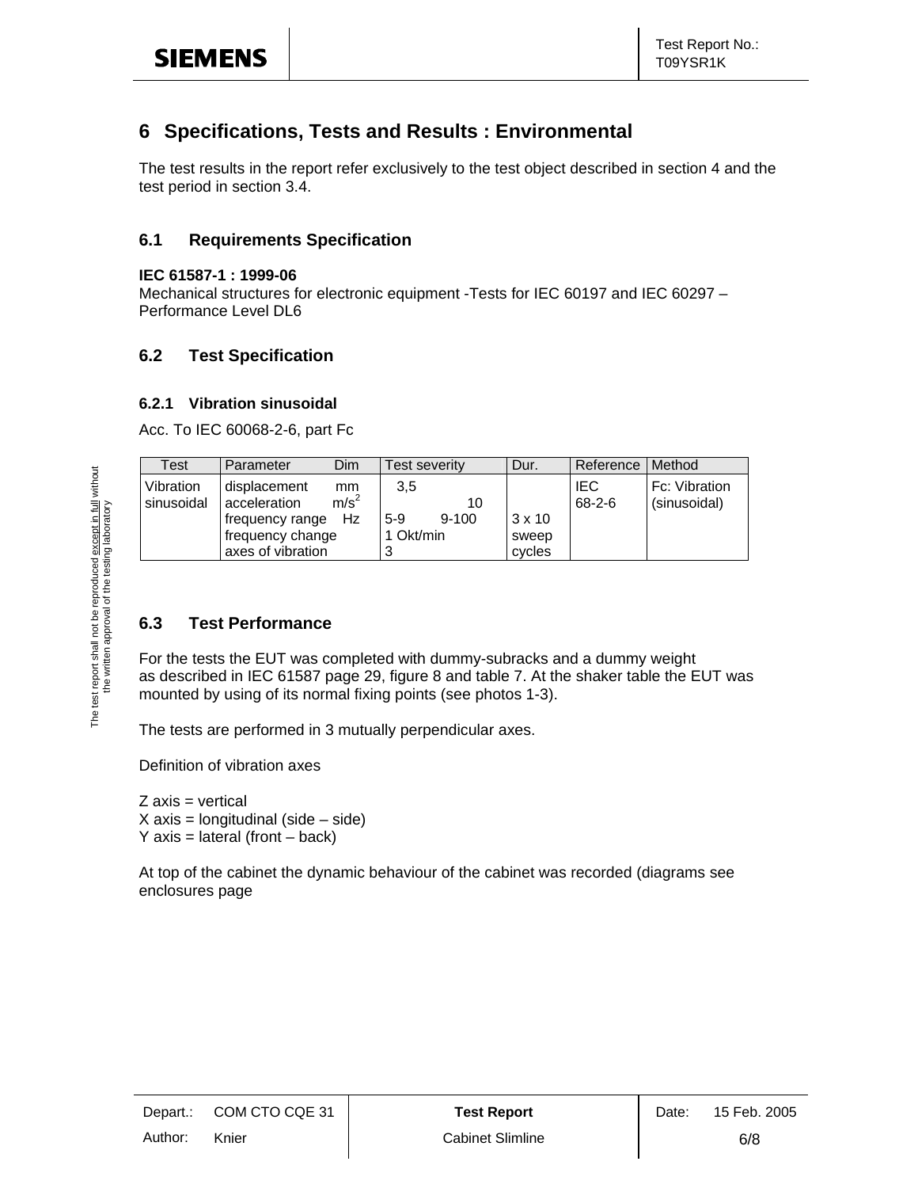# 6 Specifications, Tests and Results : Environmental

The test results in the report refer exclusively to the test object described in section 4 and the test period in section 3.4.

## 6.1 Requirements Specification

**IEC 61587-1 : 1999-06**
Mechanical structures for electronic equipment -Tests for IEC 60197 and IEC 60297 – Performance Level DL6

## 6.2 Test Specification

### 6.2.1 Vibration sinusoidal

Acc. To IEC 60068-2-6, part Fc

| Test | Parameter | Dim | Test severity | Dur. | Reference | Method |
|---|---|---|---|---|---|---|
| Vibration sinusoidal | displacement<br>acceleration<br>frequency range<br>frequency change<br>axes of vibration | mm<br>$m/s^2$<br>Hz | 3,5<br>10<br>5-9 9-100<br>1 Okt/min<br>3 | 3 x 10 sweep cycles | IEC 68-2-6 | Fc: Vibration (sinusoidal) |

## 6.3 Test Performance

For the tests the EUT was completed with dummy-subracks and a dummy weight as described in IEC 61587 page 29, figure 8 and table 7. At the shaker table the EUT was mounted by using of its normal fixing points (see photos 1-3).

The tests are performed in 3 mutually perpendicular axes.

Definition of vibration axes

Z axis = vertical
X axis = longitudinal (side – side)
Y axis = lateral (front – back)

At top of the cabinet the dynamic behaviour of the cabinet was recorded (diagrams see enclosures page

The test report shall not be reproduced except in full without the written approval of the testing laboratory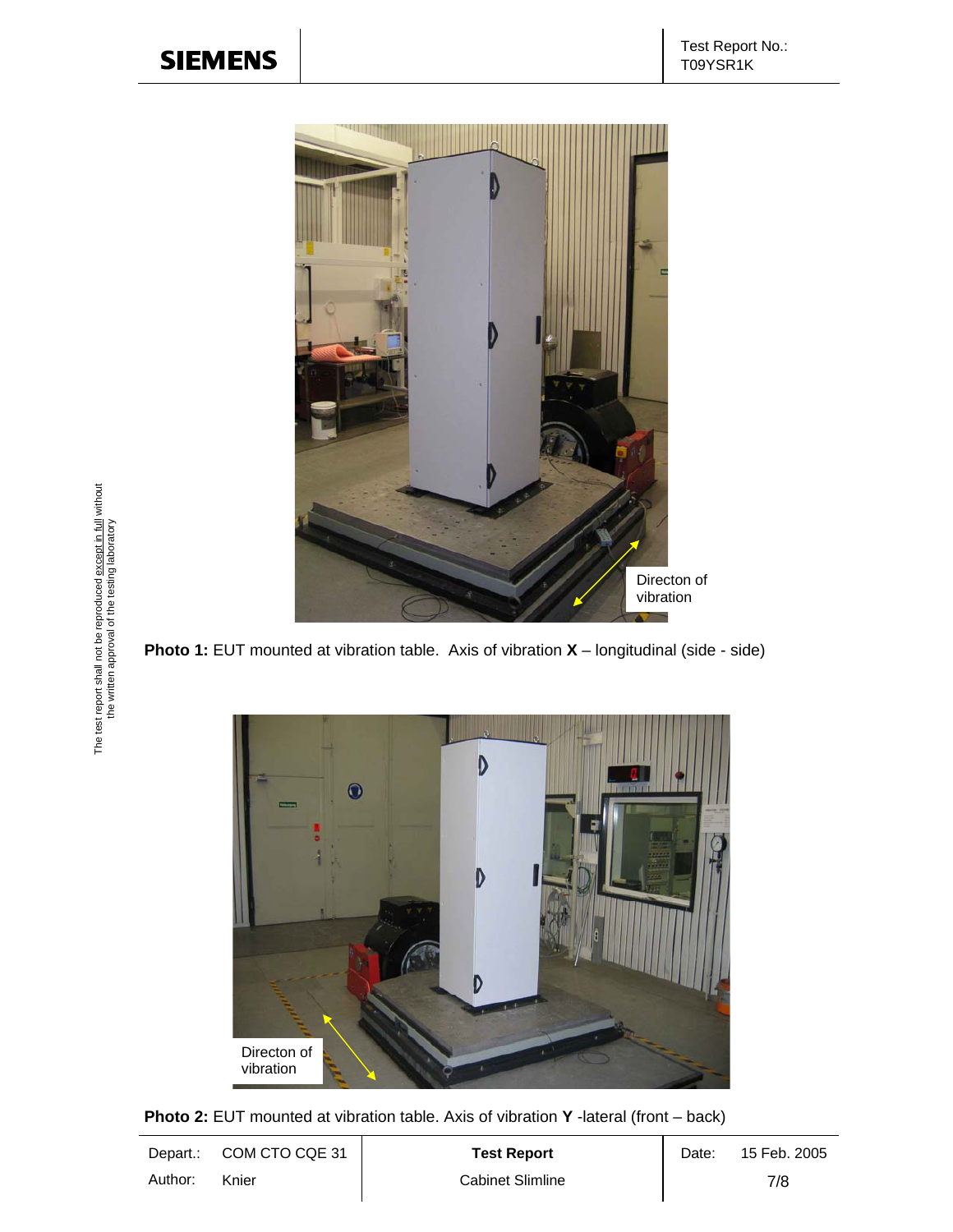Directon of vibration

**Photo 1:** EUT mounted at vibration table. Axis of vibration **X** – longitudinal (side - side)

Directon of vibration

**Photo 2:** EUT mounted at vibration table. Axis of vibration **Y** -lateral (front – back)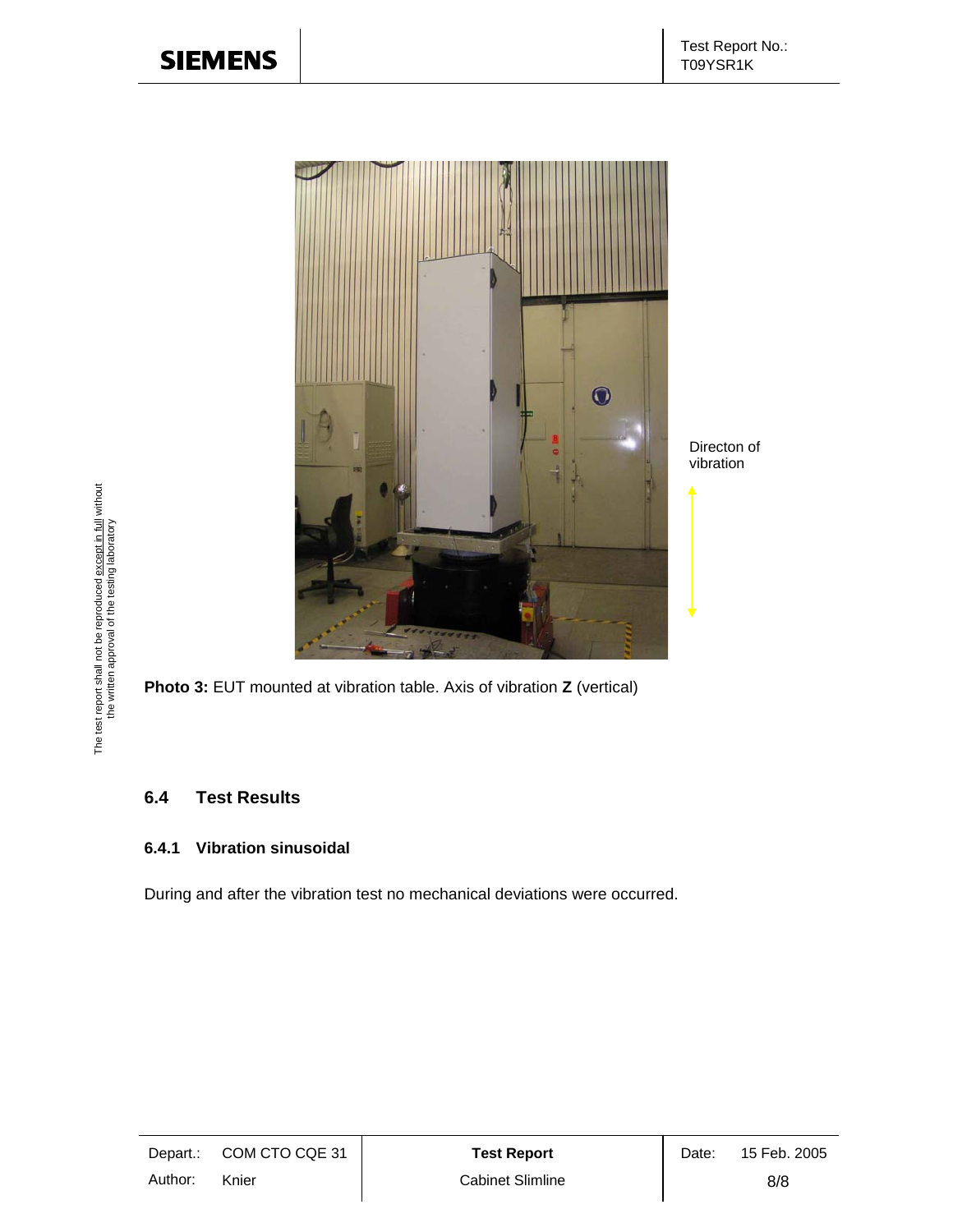Directon of vibration

**Photo 3:** EUT mounted at vibration table. Axis of vibration **Z** (vertical)

## 6.4 Test Results

### 6.4.1 Vibration sinusoidal

During and after the vibration test no mechanical deviations were occurred.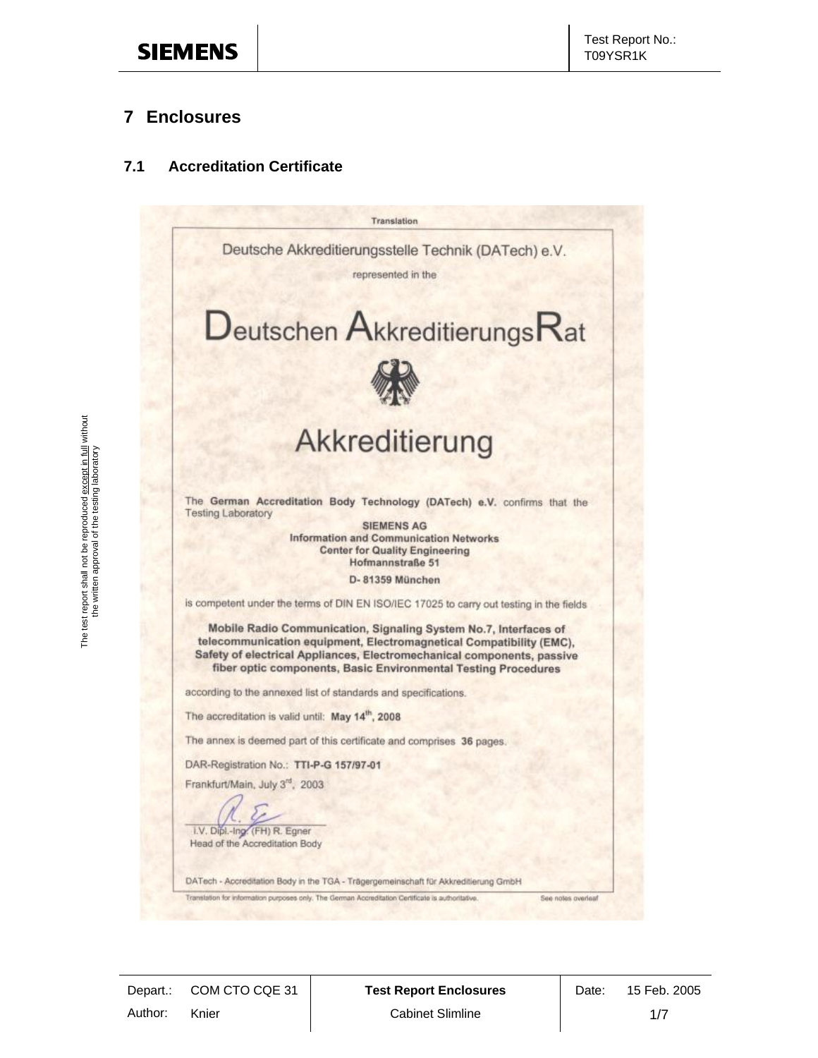# 7 Enclosures

## 7.1 Accreditation Certificate

Translation

Deutsche Akkreditierungsstelle Technik (DATech) e.V.

represented in the

# Deutschen AkkreditierungsRat

# Akkreditierung

The **German Accreditation Body Technology (DATech) e.V.** confirms that the Testing Laboratory

**SIEMENS AG**
**Information and Communication Networks**
**Center for Quality Engineering**
**Hofmannstraße 51**
**D- 81359 München**

is competent under the terms of DIN EN ISO/IEC 17025 to carry out testing in the fields

**Mobile Radio Communication, Signaling System No.7, Interfaces of telecommunication equipment, Electromagnetical Compatibility (EMC), Safety of electrical Appliances, Electromechanical components, passive fiber optic components, Basic Environmental Testing Procedures**

according to the annexed list of standards and specifications.

The accreditation is valid until: **May 14th, 2008**

The annex is deemed part of this certificate and comprises **36** pages.

DAR-Registration No.: **TTI-P-G 157/97-01**

Frankfurt/Main, July 3rd, 2003

I.V. Dipl.-Ing. (FH) R. Egner
Head of the Accreditation Body

DATech - Accreditation Body in the TGA - Trägergemeinschaft für Akkreditierung GmbH

Translation for information purposes only. The German Accreditation Certificate is authoritative. See notes overleaf

The test report shall not be reproduced except in full without the written approval of the testing laboratory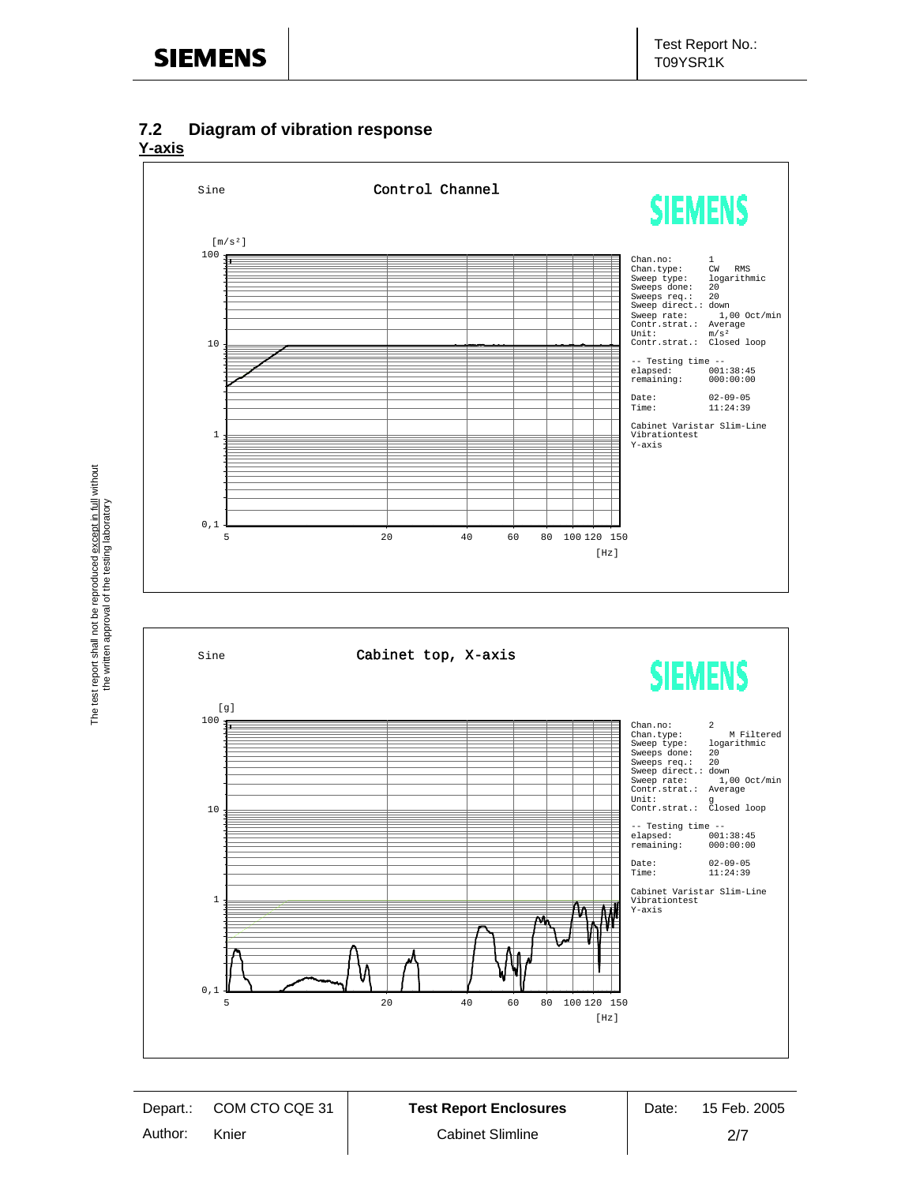## 7.2 Diagram of vibration response

**Y-axis**

Sine — Control Channel

[m/s²]

Chan.no: 1
Chan.type: CW RMS
Sweep type: logarithmic
Sweeps done: 20
Sweeps req.: 20
Sweep direct.: down
Sweep rate: 1,00 Oct/min
Contr.strat.: Average
Unit: m/s²
Contr.strat.: Closed loop

-- Testing time --
elapsed: 001:38:45
remaining: 000:00:00

Date: 02-09-05
Time: 11:24:39

Cabinet Varistar Slim-Line
Vibrationtest
Y-axis

[Hz]

Sine — Cabinet top, X-axis

[g]

Chan.no: 2
Chan.type: M Filtered
Sweep type: logarithmic
Sweeps done: 20
Sweeps req.: 20
Sweep direct.: down
Sweep rate: 1,00 Oct/min
Contr.strat.: Average
Unit: g
Contr.strat.: Closed loop

-- Testing time --
elapsed: 001:38:45
remaining: 000:00:00

Date: 02-09-05
Time: 11:24:39

Cabinet Varistar Slim-Line
Vibrationtest
Y-axis

[Hz]

The test report shall not be reproduced except in full without the written approval of the testing laboratory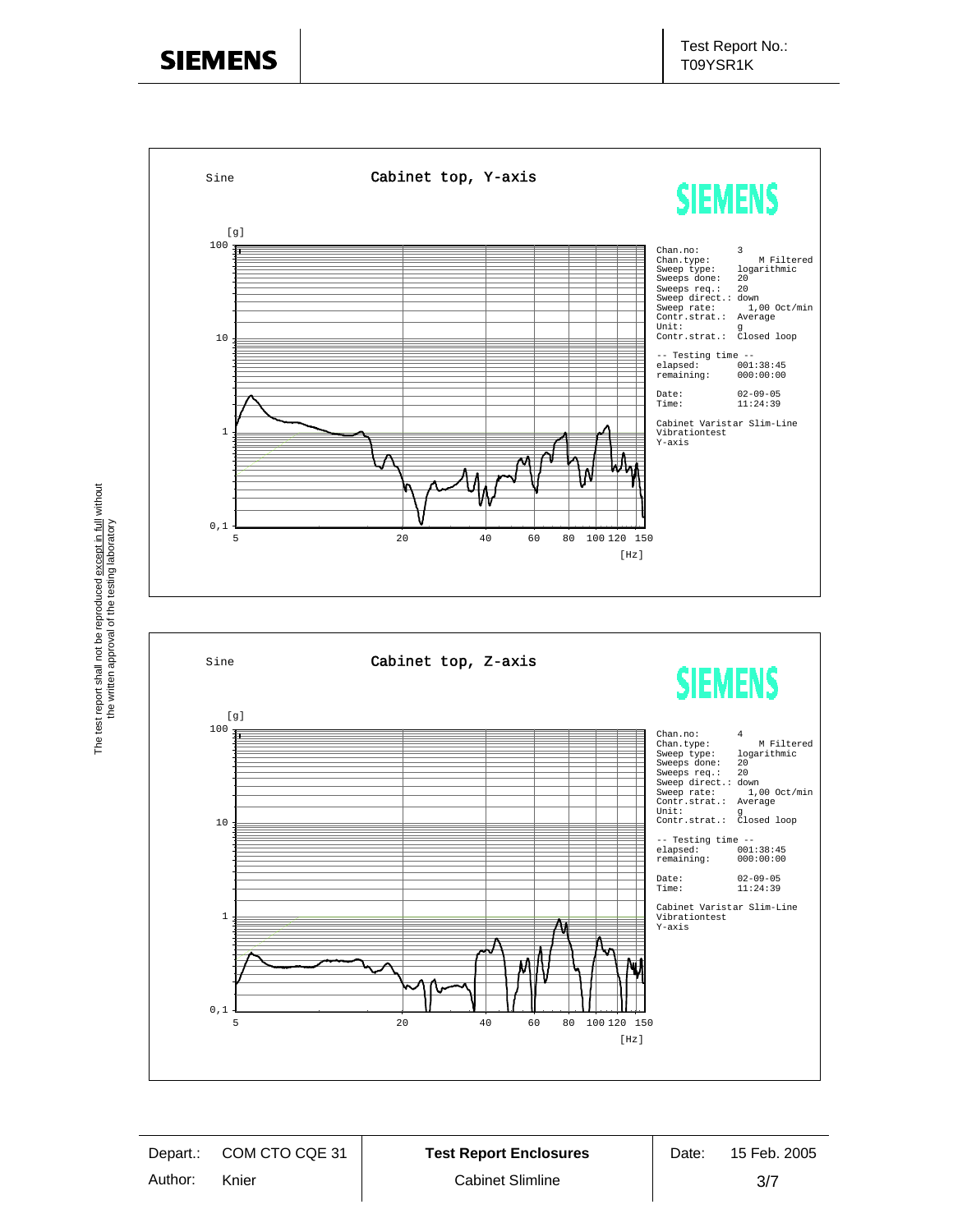Sine

## Cabinet top, Y-axis

| | |
|---|---|
| Chan.no: | 3 |
| Chan.type: | M Filtered |
| Sweep type: | logarithmic |
| Sweeps done: | 20 |
| Sweeps req.: | 20 |
| Sweep direct.: | down |
| Sweep rate: | 1,00 Oct/min |
| Contr.strat.: | Average |
| Unit: | g |
| Contr.strat.: | Closed loop |

-- Testing time --

| | |
|---|---|
| elapsed: | 001:38:45 |
| remaining: | 000:00:00 |
| Date: | 02-09-05 |
| Time: | 11:24:39 |

Cabinet Varistar Slim-Line
Vibrationtest
Y-axis

Sine

## Cabinet top, Z-axis

| | |
|---|---|
| Chan.no: | 4 |
| Chan.type: | M Filtered |
| Sweep type: | logarithmic |
| Sweeps done: | 20 |
| Sweeps req.: | 20 |
| Sweep direct.: | down |
| Sweep rate: | 1,00 Oct/min |
| Contr.strat.: | Average |
| Unit: | g |
| Contr.strat.: | Closed loop |

-- Testing time --

| | |
|---|---|
| elapsed: | 001:38:45 |
| remaining: | 000:00:00 |
| Date: | 02-09-05 |
| Time: | 11:24:39 |

Cabinet Varistar Slim-Line
Vibrationtest
Y-axis

The test report shall not be reproduced except in full without the written approval of the testing laboratory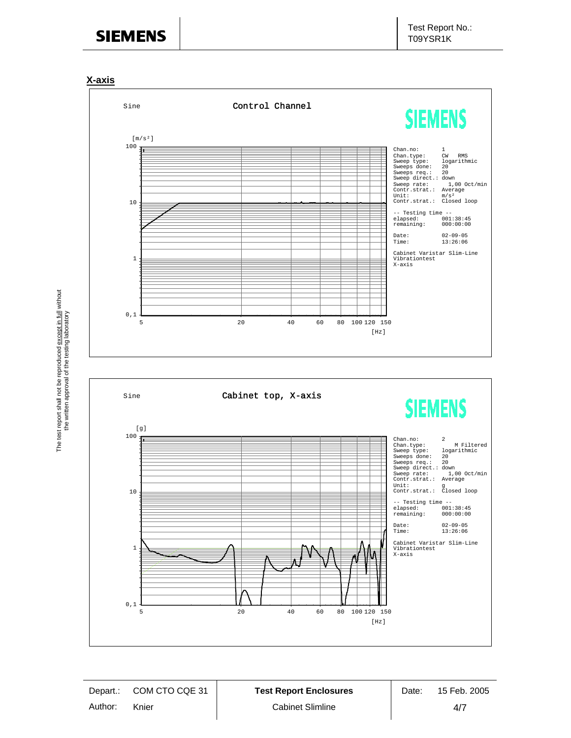## X-axis

Sine — Control Channel

| | |
|---|---|
| Chan.no: | 1 |
| Chan.type: | CW RMS |
| Sweep type: | logarithmic |
| Sweeps done: | 20 |
| Sweeps req.: | 20 |
| Sweep direct.: | down |
| Sweep rate: | 1,00 Oct/min |
| Contr.strat.: | Average |
| Unit: | m/s² |
| Contr.strat.: | Closed loop |
| -- Testing time -- | |
| elapsed: | 001:38:45 |
| remaining: | 000:00:00 |
| Date: | 02-09-05 |
| Time: | 13:26:06 |

Cabinet Varistar Slim-Line
Vibrationtest
X-axis

Sine — Cabinet top, X-axis

| | |
|---|---|
| Chan.no: | 2 |
| Chan.type: | M Filtered |
| Sweep type: | logarithmic |
| Sweeps done: | 20 |
| Sweeps req.: | 20 |
| Sweep direct.: | down |
| Sweep rate: | 1,00 Oct/min |
| Contr.strat.: | Average |
| Unit: | g |
| Contr.strat.: | Closed loop |
| -- Testing time -- | |
| elapsed: | 001:38:45 |
| remaining: | 000:00:00 |
| Date: | 02-09-05 |
| Time: | 13:26:06 |

Cabinet Varistar Slim-Line
Vibrationtest
X-axis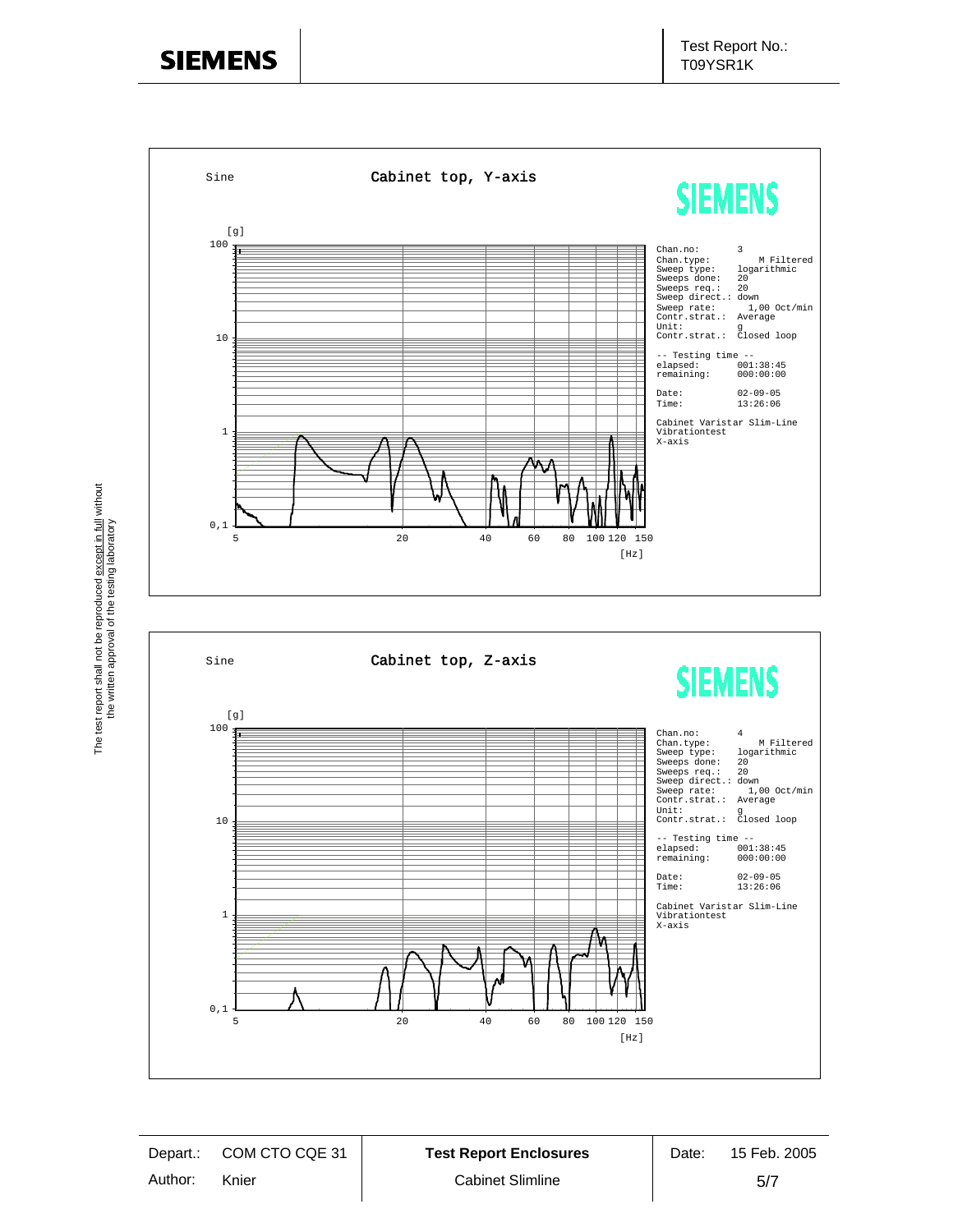The test report shall not be reproduced except in full without the written approval of the testing laboratory

Sine

**Cabinet top, Y-axis**

SIEMENS

| | |
|---|---|
| Chan.no: | 3 |
| Chan.type: | M Filtered |
| Sweep type: | logarithmic |
| Sweeps done: | 20 |
| Sweeps req.: | 20 |
| Sweep direct.: | down |
| Sweep rate: | 1,00 Oct/min |
| Contr.strat.: | Average |
| Unit: | g |
| Contr.strat.: | Closed loop |

-- Testing time --

| | |
|---|---|
| elapsed: | 001:38:45 |
| remaining: | 000:00:00 |

| | |
|---|---|
| Date: | 02-09-05 |
| Time: | 13:26:06 |

Cabinet Varistar Slim-Line
Vibrationtest
X-axis

[g] 100, 10, 1, 0,1

5, 20, 40, 60, 80, 100, 120, 150 [Hz]

Sine

**Cabinet top, Z-axis**

SIEMENS

| | |
|---|---|
| Chan.no: | 4 |
| Chan.type: | M Filtered |
| Sweep type: | logarithmic |
| Sweeps done: | 20 |
| Sweeps req.: | 20 |
| Sweep direct.: | down |
| Sweep rate: | 1,00 Oct/min |
| Contr.strat.: | Average |
| Unit: | g |
| Contr.strat.: | Closed loop |

-- Testing time --

| | |
|---|---|
| elapsed: | 001:38:45 |
| remaining: | 000:00:00 |

| | |
|---|---|
| Date: | 02-09-05 |
| Time: | 13:26:06 |

Cabinet Varistar Slim-Line
Vibrationtest
X-axis

[g] 100, 10, 1, 0,1

5, 20, 40, 60, 80, 100, 120, 150 [Hz]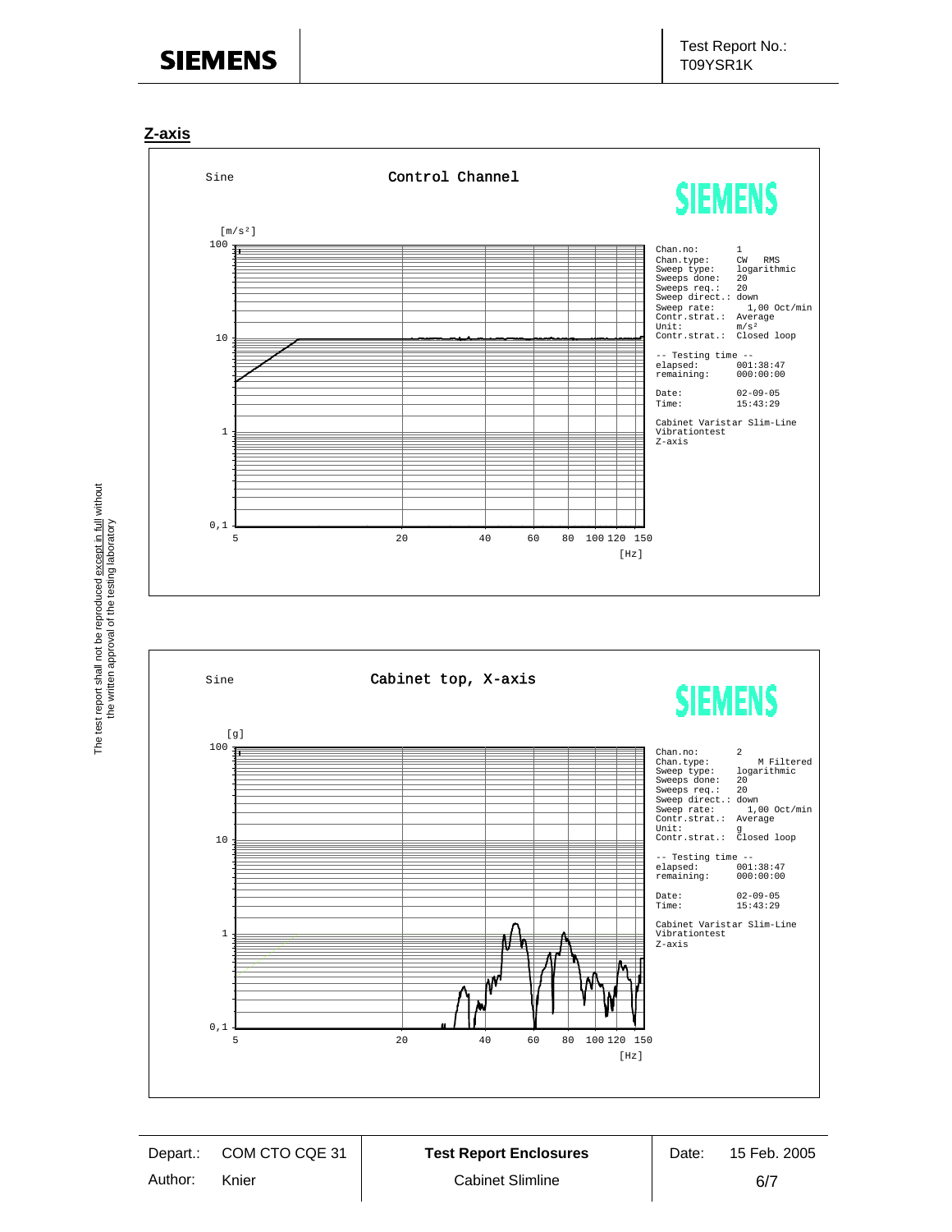## Z-axis

Sine — Control Channel

| Parameter | Value |
|---|---|
| Chan.no: | 1 |
| Chan.type: | CW RMS |
| Sweep type: | logarithmic |
| Sweeps done: | 20 |
| Sweeps req.: | 20 |
| Sweep direct.: | down |
| Sweep rate: | 1,00 Oct/min |
| Contr.strat.: | Average |
| Unit: | m/s² |
| Contr.strat.: | Closed loop |

-- Testing time --
elapsed: 001:38:47
remaining: 000:00:00

Date: 02-09-05
Time: 15:43:29

Cabinet Varistar Slim-Line
Vibrationtest
Z-axis

Sine — Cabinet top, X-axis

| Parameter | Value |
|---|---|
| Chan.no: | 2 |
| Chan.type: | M Filtered |
| Sweep type: | logarithmic |
| Sweeps done: | 20 |
| Sweeps req.: | 20 |
| Sweep direct.: | down |
| Sweep rate: | 1,00 Oct/min |
| Contr.strat.: | Average |
| Unit: | g |
| Contr.strat.: | Closed loop |

-- Testing time --
elapsed: 001:38:47
remaining: 000:00:00

Date: 02-09-05
Time: 15:43:29

Cabinet Varistar Slim-Line
Vibrationtest
Z-axis

The test report shall not be reproduced except in full without the written approval of the testing laboratory

| Depart.: | COM CTO CQE 31 | Test Report Enclosures | Date: | 15 Feb. 2005 |
|---|---|---|---|---|
| Author: | Knier | Cabinet Slimline | | 6/7 |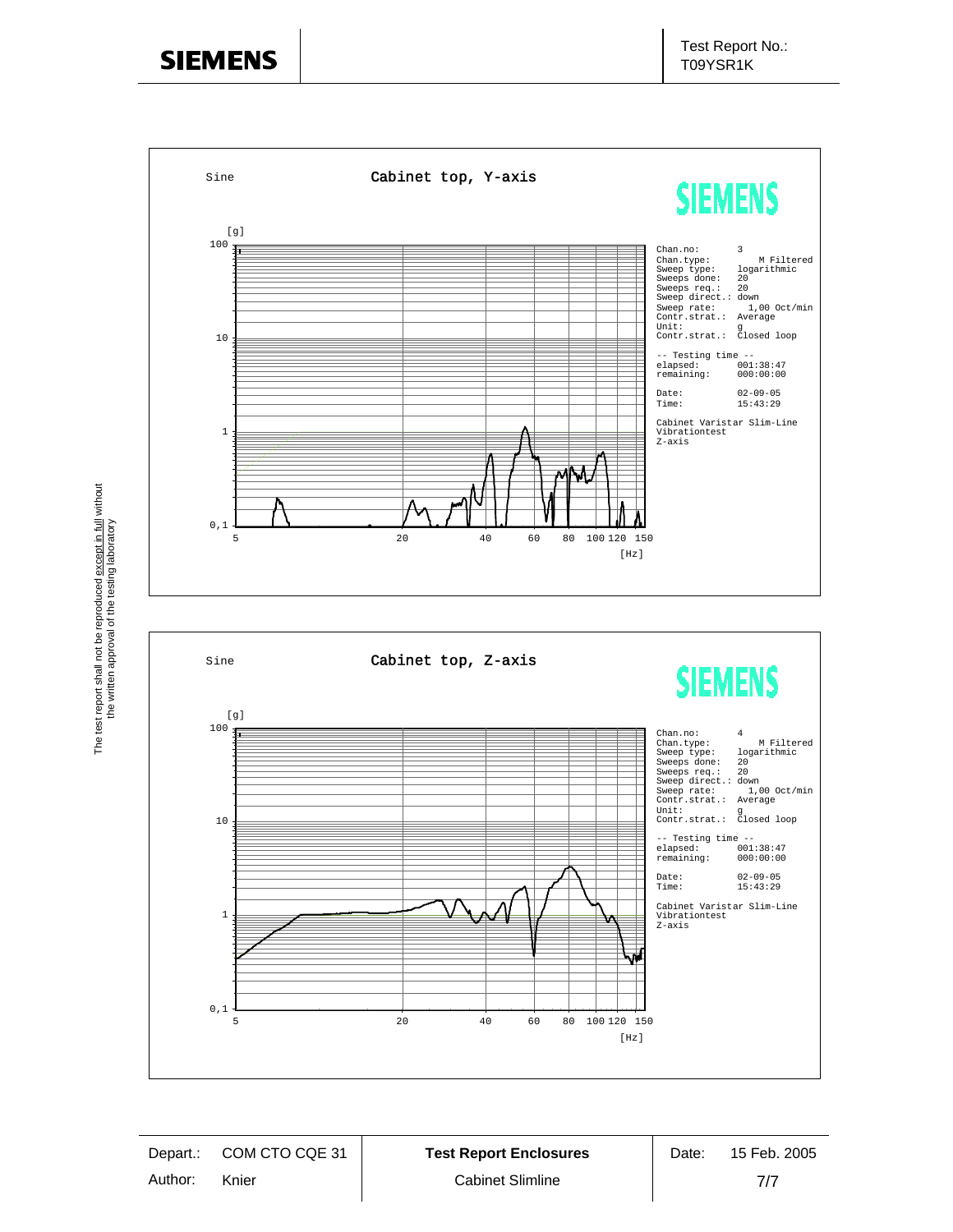Sine

**Cabinet top, Y-axis**

SIEMENS

| | |
|---|---|
| Chan.no: | 3 |
| Chan.type: | M Filtered |
| Sweep type: | logarithmic |
| Sweeps done: | 20 |
| Sweeps req.: | 20 |
| Sweep direct.: | down |
| Sweep rate: | 1,00 Oct/min |
| Contr.strat.: | Average |
| Unit: | g |
| Contr.strat.: | Closed loop |

-- Testing time --

| | |
|---|---|
| elapsed: | 001:38:47 |
| remaining: | 000:00:00 |
| Date: | 02-09-05 |
| Time: | 15:43:29 |

Cabinet Varistar Slim-Line
Vibrationtest
Z-axis

Sine

**Cabinet top, Z-axis**

SIEMENS

| | |
|---|---|
| Chan.no: | 4 |
| Chan.type: | M Filtered |
| Sweep type: | logarithmic |
| Sweeps done: | 20 |
| Sweeps req.: | 20 |
| Sweep direct.: | down |
| Sweep rate: | 1,00 Oct/min |
| Contr.strat.: | Average |
| Unit: | g |
| Contr.strat.: | Closed loop |

-- Testing time --

| | |
|---|---|
| elapsed: | 001:38:47 |
| remaining: | 000:00:00 |
| Date: | 02-09-05 |
| Time: | 15:43:29 |

Cabinet Varistar Slim-Line
Vibrationtest
Z-axis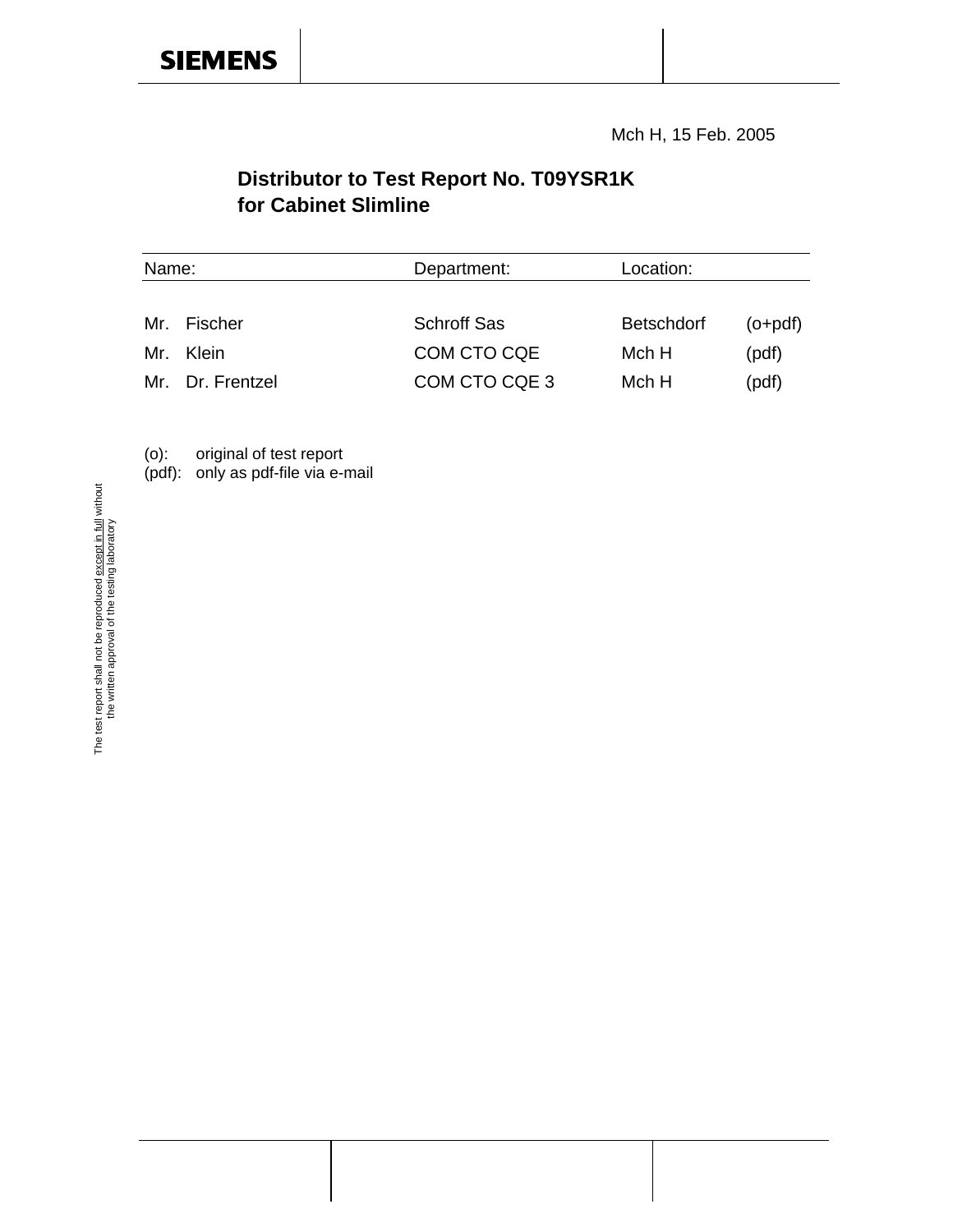Mch H, 15 Feb. 2005

# Distributor to Test Report No. T09YSR1K for Cabinet Slimline

| Name: | Department: | Location: | |
|---|---|---|---|
| Mr. Fischer | Schroff Sas | Betschdorf | (o+pdf) |
| Mr. Klein | COM CTO CQE | Mch H | (pdf) |
| Mr. Dr. Frentzel | COM CTO CQE 3 | Mch H | (pdf) |

(o): original of test report
(pdf): only as pdf-file via e-mail

The test report shall not be reproduced except in full without the written approval of the testing laboratory